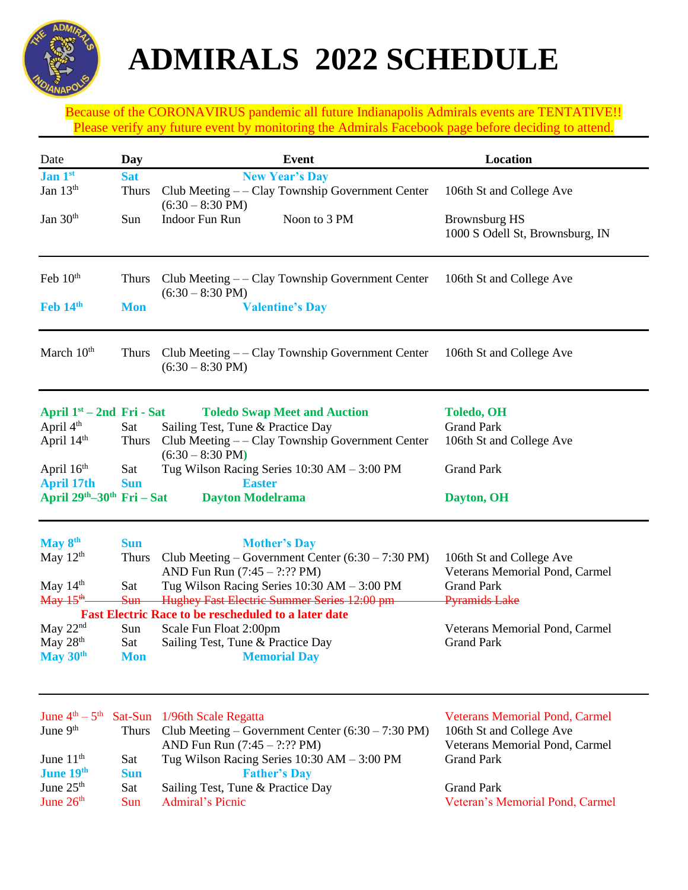# ADMIRALS 2022 SCHEDULE

Because of the CORONAVIRUS pandemic all future Indianapolis Admirals events are TENTATIVE!! Please verify any future event by monitoring the Admirals Facebook page before deciding to attend.

| Date | Day | Event | Location |
|---|---|---|---|
| **Jan 1st** | **Sat** | **New Year's Day** | |
| Jan 13th | Thurs | Club Meeting – – Clay Township Government Center (6:30 – 8:30 PM) | 106th St and College Ave |
| Jan 30th | Sun | Indoor Fun Run Noon to 3 PM | Brownsburg HS 1000 S Odell St, Brownsburg, IN |
| Feb 10th | Thurs | Club Meeting – – Clay Township Government Center (6:30 – 8:30 PM) | 106th St and College Ave |
| **Feb 14th** | **Mon** | **Valentine's Day** | |
| March 10th | Thurs | Club Meeting – – Clay Township Government Center (6:30 – 8:30 PM) | 106th St and College Ave |
| **April 1st – 2nd** | **Fri - Sat** | **Toledo Swap Meet and Auction** | **Toledo, OH** |
| April 4th | Sat | Sailing Test, Tune & Practice Day | Grand Park |
| April 14th | Thurs | Club Meeting – – Clay Township Government Center (6:30 – 8:30 PM) | 106th St and College Ave |
| April 16th | Sat | Tug Wilson Racing Series 10:30 AM – 3:00 PM | Grand Park |
| **April 17th** | **Sun** | **Easter** | |
| **April 29th–30th** | **Fri – Sat** | **Dayton Modelrama** | **Dayton, OH** |
| **May 8th** | **Sun** | **Mother's Day** | |
| May 12th | Thurs | Club Meeting – Government Center (6:30 – 7:30 PM) AND Fun Run (7:45 – ?:?? PM) | 106th St and College Ave Veterans Memorial Pond, Carmel |
| May 14th | Sat | Tug Wilson Racing Series 10:30 AM – 3:00 PM | Grand Park |
| ~~May 15th~~ | ~~Sun~~ | ~~Hughey Fast Electric Summer Series 12:00 pm~~ | ~~Pyramids Lake~~ |
| | | **Fast Electric Race to be rescheduled to a later date** | |
| May 22nd | Sun | Scale Fun Float 2:00pm | Veterans Memorial Pond, Carmel |
| May 28th | Sat | Sailing Test, Tune & Practice Day | Grand Park |
| **May 30th** | **Mon** | **Memorial Day** | |
| June 4th – 5th | Sat-Sun | 1/96th Scale Regatta | Veterans Memorial Pond, Carmel |
| June 9th | Thurs | Club Meeting – Government Center (6:30 – 7:30 PM) AND Fun Run (7:45 – ?:?? PM) | 106th St and College Ave Veterans Memorial Pond, Carmel |
| June 11th | Sat | Tug Wilson Racing Series 10:30 AM – 3:00 PM | Grand Park |
| **June 19th** | **Sun** | **Father's Day** | |
| June 25th | Sat | Sailing Test, Tune & Practice Day | Grand Park |
| June 26th | Sun | Admiral's Picnic | Veteran's Memorial Pond, Carmel |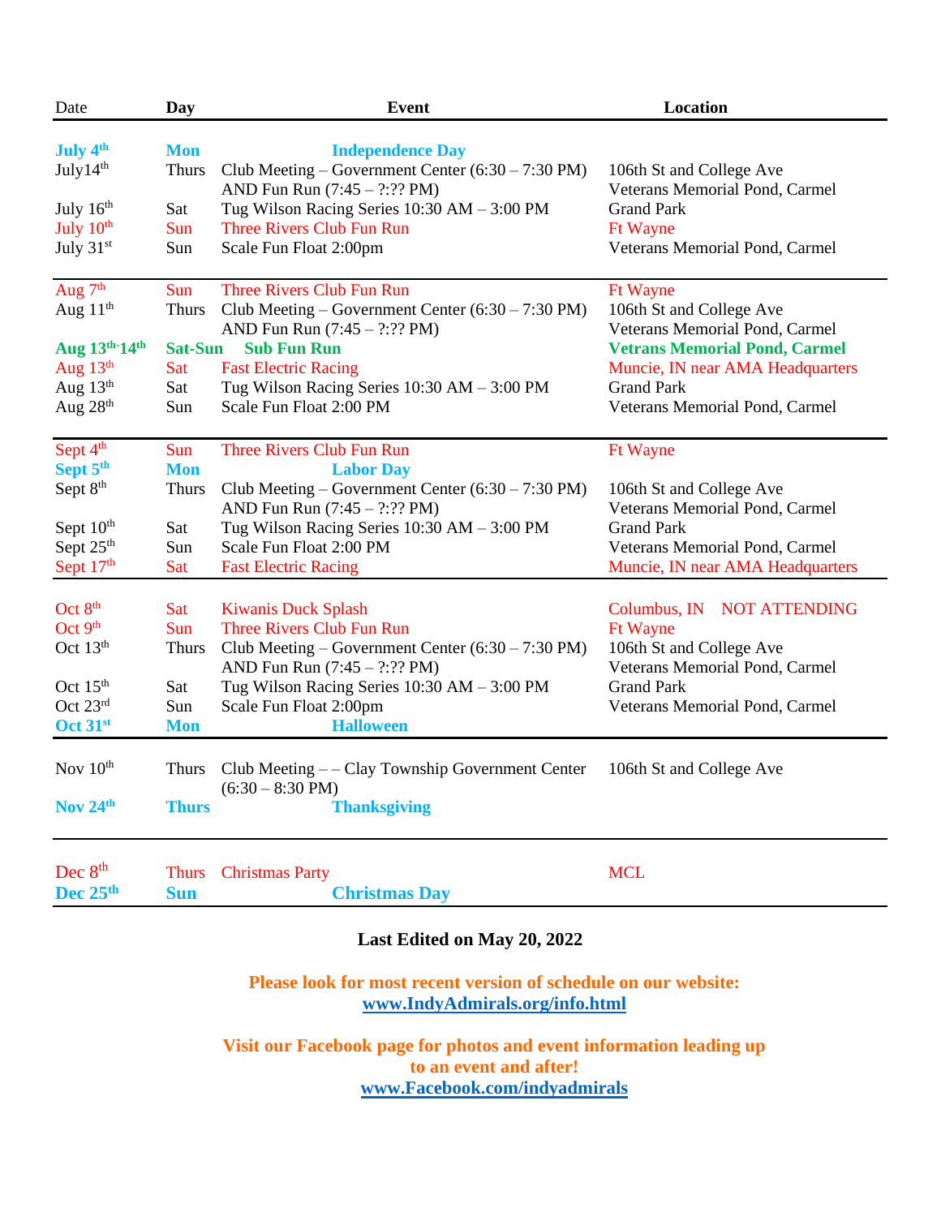| Date | Day | Event | Location |
|---|---|---|---|
| **July 4th** | **Mon** | **Independence Day** | |
| July14th | Thurs | Club Meeting – Government Center (6:30 – 7:30 PM) AND Fun Run (7:45 – ?:?? PM) | 106th St and College Ave Veterans Memorial Pond, Carmel |
| July 16th | Sat | Tug Wilson Racing Series 10:30 AM – 3:00 PM | Grand Park |
| July 10th | Sun | Three Rivers Club Fun Run | Ft Wayne |
| July 31st | Sun | Scale Fun Float 2:00pm | Veterans Memorial Pond, Carmel |
| Aug 7th | Sun | Three Rivers Club Fun Run | Ft Wayne |
| Aug 11th | Thurs | Club Meeting – Government Center (6:30 – 7:30 PM) AND Fun Run (7:45 – ?:?? PM) | 106th St and College Ave Veterans Memorial Pond, Carmel |
| **Aug 13th-14th** | **Sat-Sun** | **Sub Fun Run** | **Vetrans Memorial Pond, Carmel** |
| Aug 13th | Sat | Fast Electric Racing | Muncie, IN near AMA Headquarters |
| Aug 13th | Sat | Tug Wilson Racing Series 10:30 AM – 3:00 PM | Grand Park |
| Aug 28th | Sun | Scale Fun Float 2:00 PM | Veterans Memorial Pond, Carmel |
| Sept 4th | Sun | Three Rivers Club Fun Run | Ft Wayne |
| **Sept 5th** | **Mon** | **Labor Day** | |
| Sept 8th | Thurs | Club Meeting – Government Center (6:30 – 7:30 PM) AND Fun Run (7:45 – ?:?? PM) | 106th St and College Ave Veterans Memorial Pond, Carmel |
| Sept 10th | Sat | Tug Wilson Racing Series 10:30 AM – 3:00 PM | Grand Park |
| Sept 25th | Sun | Scale Fun Float 2:00 PM | Veterans Memorial Pond, Carmel |
| Sept 17th | Sat | Fast Electric Racing | Muncie, IN near AMA Headquarters |
| Oct 8th | Sat | Kiwanis Duck Splash | Columbus, IN NOT ATTENDING |
| Oct 9th | Sun | Three Rivers Club Fun Run | Ft Wayne |
| Oct 13th | Thurs | Club Meeting – Government Center (6:30 – 7:30 PM) AND Fun Run (7:45 – ?:?? PM) | 106th St and College Ave Veterans Memorial Pond, Carmel |
| Oct 15th | Sat | Tug Wilson Racing Series 10:30 AM – 3:00 PM | Grand Park |
| Oct 23rd | Sun | Scale Fun Float 2:00pm | Veterans Memorial Pond, Carmel |
| **Oct 31st** | **Mon** | **Halloween** | |
| Nov 10th | Thurs | Club Meeting – – Clay Township Government Center (6:30 – 8:30 PM) | 106th St and College Ave |
| **Nov 24th** | **Thurs** | **Thanksgiving** | |
| Dec 8th | Thurs | Christmas Party | MCL |
| **Dec 25th** | **Sun** | **Christmas Day** | |

**Last Edited on May 20, 2022**

**Please look for most recent version of schedule on our website:**
**www.IndyAdmirals.org/info.html**

**Visit our Facebook page for photos and event information leading up to an event and after!**
**www.Facebook.com/indyadmirals**